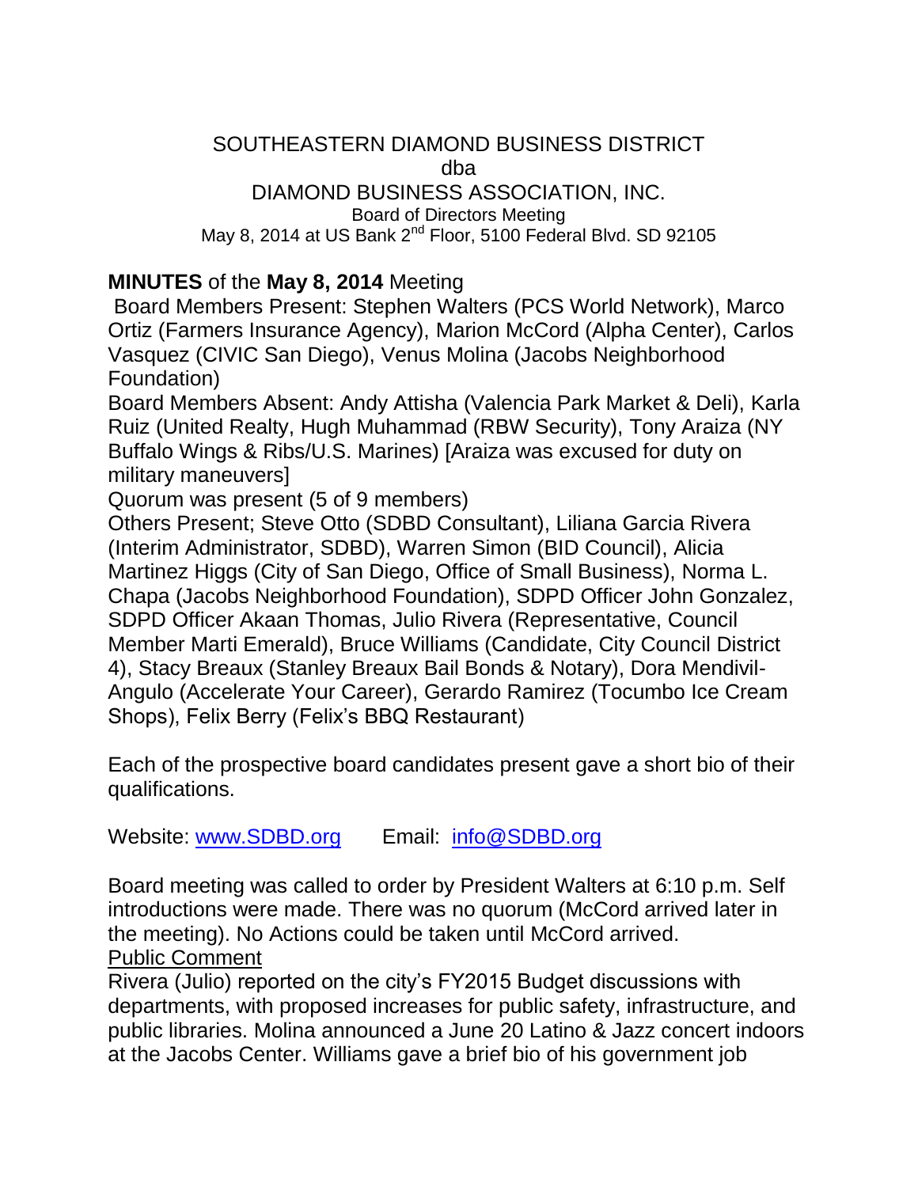SOUTHEASTERN DIAMOND BUSINESS DISTRICT
dba
DIAMOND BUSINESS ASSOCIATION, INC.
Board of Directors Meeting
May 8, 2014 at US Bank 2nd Floor, 5100 Federal Blvd. SD 92105

**MINUTES** of the **May 8, 2014** Meeting

Board Members Present: Stephen Walters (PCS World Network), Marco Ortiz (Farmers Insurance Agency), Marion McCord (Alpha Center), Carlos Vasquez (CIVIC San Diego), Venus Molina (Jacobs Neighborhood Foundation)

Board Members Absent: Andy Attisha (Valencia Park Market & Deli), Karla Ruiz (United Realty, Hugh Muhammad (RBW Security), Tony Araiza (NY Buffalo Wings & Ribs/U.S. Marines) [Araiza was excused for duty on military maneuvers]

Quorum was present (5 of 9 members)

Others Present; Steve Otto (SDBD Consultant), Liliana Garcia Rivera (Interim Administrator, SDBD), Warren Simon (BID Council), Alicia Martinez Higgs (City of San Diego, Office of Small Business), Norma L. Chapa (Jacobs Neighborhood Foundation), SDPD Officer John Gonzalez, SDPD Officer Akaan Thomas, Julio Rivera (Representative, Council Member Marti Emerald), Bruce Williams (Candidate, City Council District 4), Stacy Breaux (Stanley Breaux Bail Bonds & Notary), Dora Mendivil-Angulo (Accelerate Your Career), Gerardo Ramirez (Tocumbo Ice Cream Shops), Felix Berry (Felix's BBQ Restaurant)

Each of the prospective board candidates present gave a short bio of their qualifications.

Website: www.SDBD.org Email: info@SDBD.org

Board meeting was called to order by President Walters at 6:10 p.m. Self introductions were made. There was no quorum (McCord arrived later in the meeting). No Actions could be taken until McCord arrived.

Public Comment

Rivera (Julio) reported on the city's FY2015 Budget discussions with departments, with proposed increases for public safety, infrastructure, and public libraries. Molina announced a June 20 Latino & Jazz concert indoors at the Jacobs Center. Williams gave a brief bio of his government job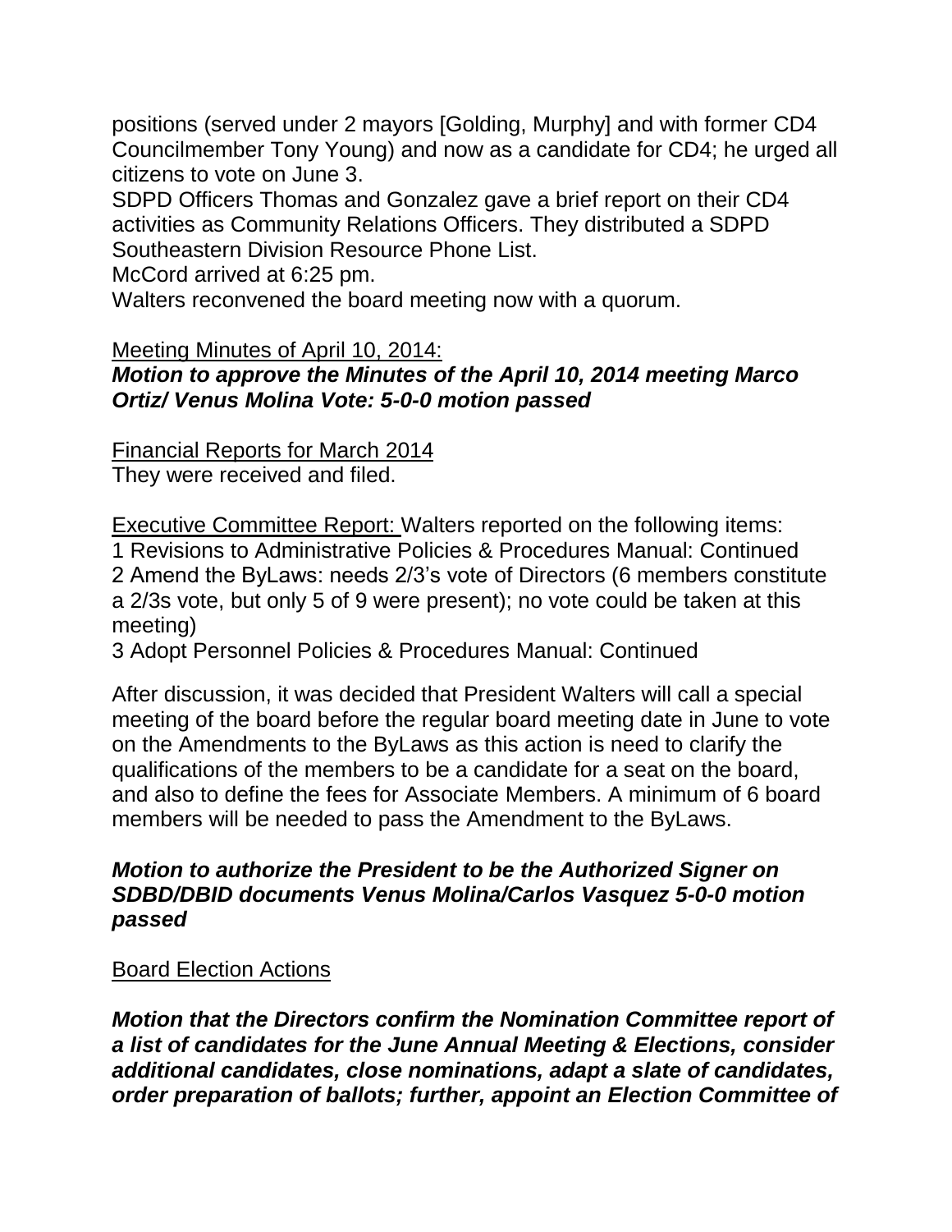positions (served under 2 mayors [Golding, Murphy] and with former CD4 Councilmember Tony Young) and now as a candidate for CD4; he urged all citizens to vote on June 3.

SDPD Officers Thomas and Gonzalez gave a brief report on their CD4 activities as Community Relations Officers. They distributed a SDPD Southeastern Division Resource Phone List.

McCord arrived at 6:25 pm.

Walters reconvened the board meeting now with a quorum.

<u>Meeting Minutes of April 10, 2014:</u>

***Motion to approve the Minutes of the April 10, 2014 meeting Marco Ortiz/ Venus Molina Vote: 5-0-0 motion passed***

<u>Financial Reports for March 2014</u>

They were received and filed.

<u>Executive Committee Report:</u> Walters reported on the following items:

1 Revisions to Administrative Policies & Procedures Manual: Continued

2 Amend the ByLaws: needs 2/3's vote of Directors (6 members constitute a 2/3s vote, but only 5 of 9 were present); no vote could be taken at this meeting)

3 Adopt Personnel Policies & Procedures Manual: Continued

After discussion, it was decided that President Walters will call a special meeting of the board before the regular board meeting date in June to vote on the Amendments to the ByLaws as this action is need to clarify the qualifications of the members to be a candidate for a seat on the board, and also to define the fees for Associate Members. A minimum of 6 board members will be needed to pass the Amendment to the ByLaws.

***Motion to authorize the President to be the Authorized Signer on SDBD/DBID documents Venus Molina/Carlos Vasquez 5-0-0 motion passed***

<u>Board Election Actions</u>

***Motion that the Directors confirm the Nomination Committee report of a list of candidates for the June Annual Meeting & Elections, consider additional candidates, close nominations, adapt a slate of candidates, order preparation of ballots; further, appoint an Election Committee of***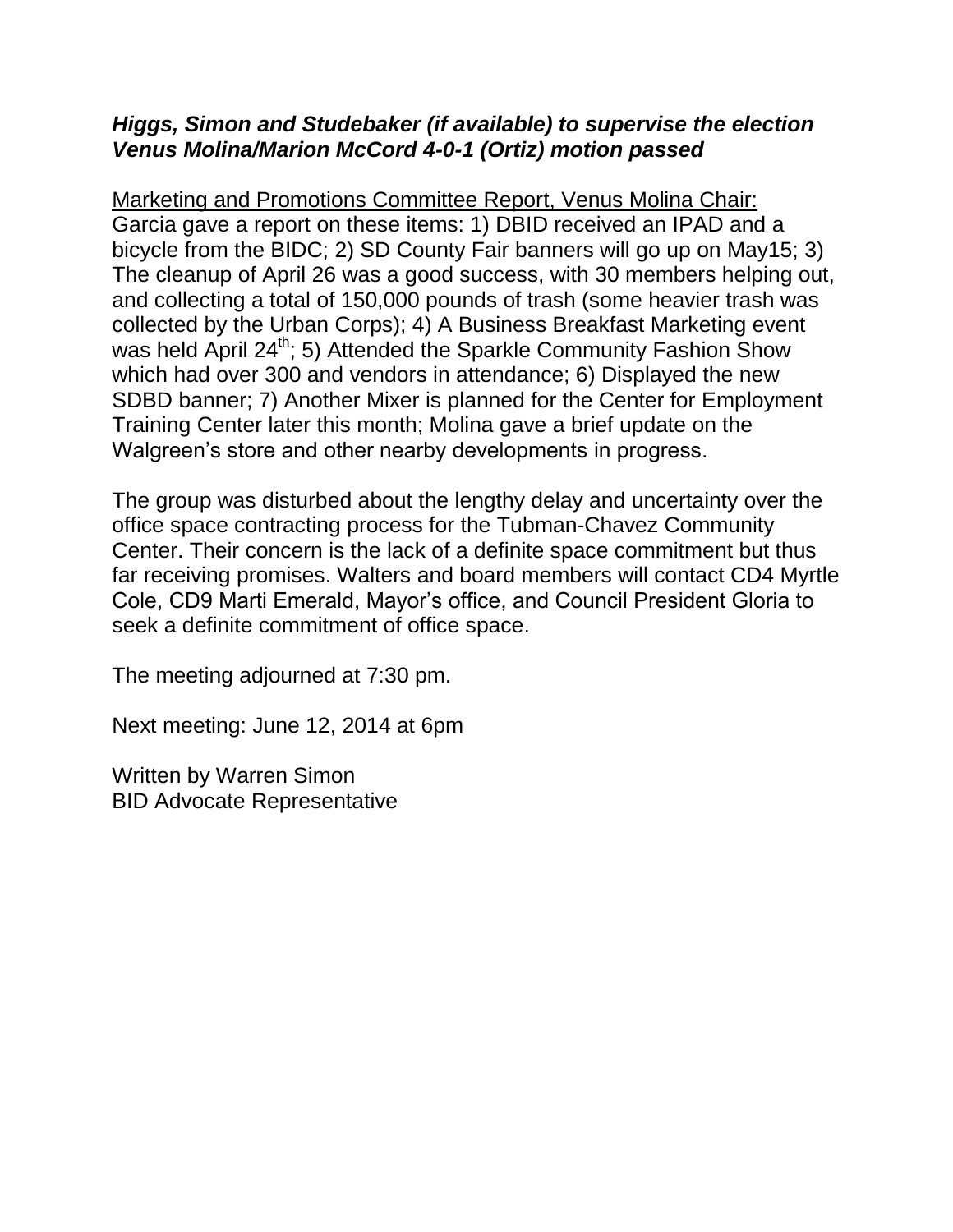***Higgs, Simon and Studebaker (if available) to supervise the election Venus Molina/Marion McCord 4-0-1 (Ortiz) motion passed***

Marketing and Promotions Committee Report, Venus Molina Chair:
Garcia gave a report on these items: 1) DBID received an IPAD and a bicycle from the BIDC; 2) SD County Fair banners will go up on May15; 3) The cleanup of April 26 was a good success, with 30 members helping out, and collecting a total of 150,000 pounds of trash (some heavier trash was collected by the Urban Corps); 4) A Business Breakfast Marketing event was held April 24th; 5) Attended the Sparkle Community Fashion Show which had over 300 and vendors in attendance; 6) Displayed the new SDBD banner; 7) Another Mixer is planned for the Center for Employment Training Center later this month; Molina gave a brief update on the Walgreen's store and other nearby developments in progress.

The group was disturbed about the lengthy delay and uncertainty over the office space contracting process for the Tubman-Chavez Community Center. Their concern is the lack of a definite space commitment but thus far receiving promises. Walters and board members will contact CD4 Myrtle Cole, CD9 Marti Emerald, Mayor's office, and Council President Gloria to seek a definite commitment of office space.

The meeting adjourned at 7:30 pm.

Next meeting: June 12, 2014 at 6pm

Written by Warren Simon
BID Advocate Representative